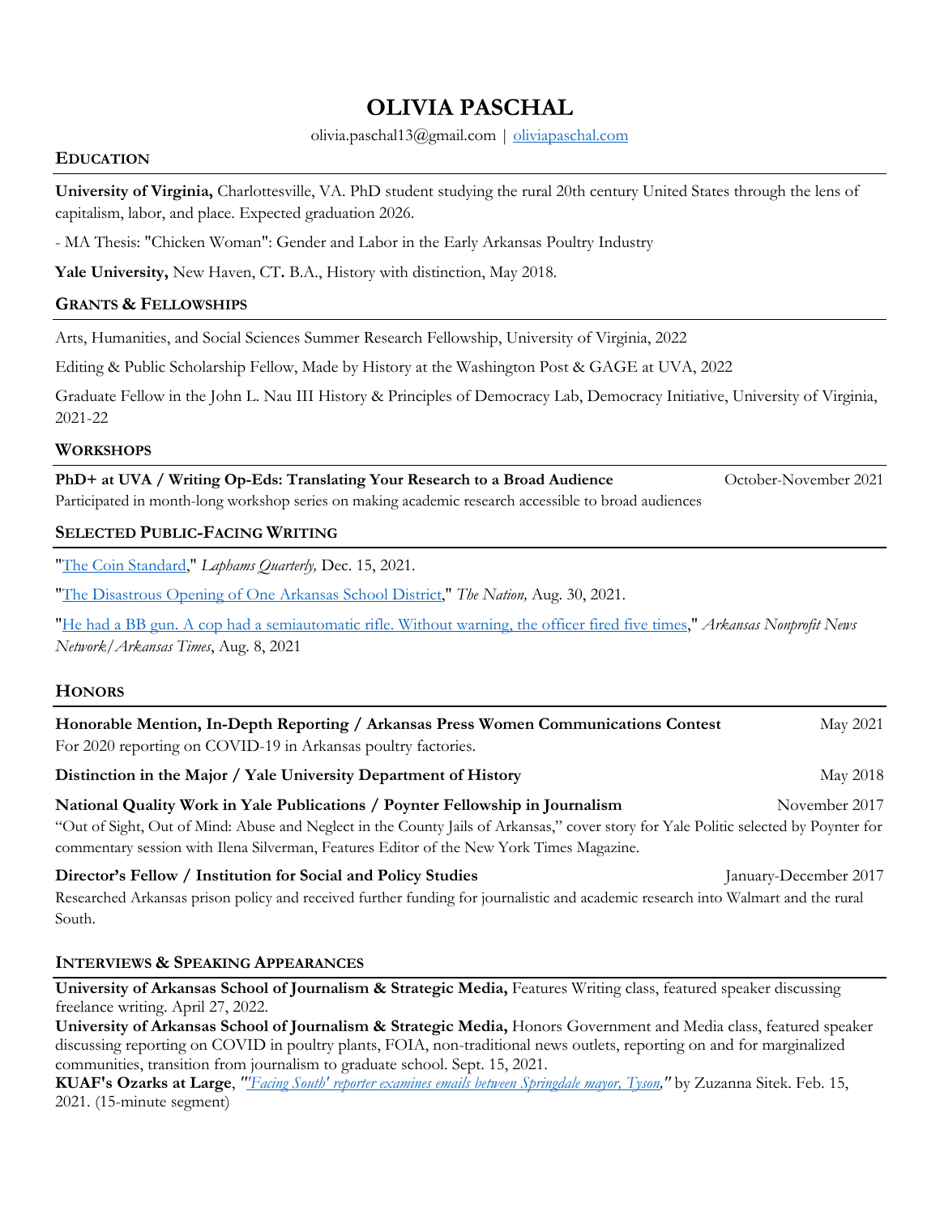# OLIVIA PASCHAL

olivia.paschal13@gmail.com | [oliviapaschal.com](oliviapaschal.com)

## EDUCATION

**University of Virginia,** Charlottesville, VA. PhD student studying the rural 20th century United States through the lens of capitalism, labor, and place. Expected graduation 2026.

- MA Thesis: "Chicken Woman": Gender and Labor in the Early Arkansas Poultry Industry

**Yale University,** New Haven, CT**.** B.A., History with distinction, May 2018.

## GRANTS & FELLOWSHIPS

Arts, Humanities, and Social Sciences Summer Research Fellowship, University of Virginia, 2022

Editing & Public Scholarship Fellow, Made by History at the Washington Post & GAGE at UVA, 2022

Graduate Fellow in the John L. Nau III History & Principles of Democracy Lab, Democracy Initiative, University of Virginia, 2021-22

## WORKSHOPS

**PhD+ at UVA / Writing Op-Eds: Translating Your Research to a Broad Audience** — October-November 2021
Participated in month-long workshop series on making academic research accessible to broad audiences

## SELECTED PUBLIC-FACING WRITING

"The Coin Standard," *Laphams Quarterly,* Dec. 15, 2021.

"The Disastrous Opening of One Arkansas School District," *The Nation,* Aug. 30, 2021.

"He had a BB gun. A cop had a semiautomatic rifle. Without warning, the officer fired five times," *Arkansas Nonprofit News Network/Arkansas Times*, Aug. 8, 2021

## HONORS

**Honorable Mention, In-Depth Reporting / Arkansas Press Women Communications Contest** — May 2021
For 2020 reporting on COVID-19 in Arkansas poultry factories.

**Distinction in the Major / Yale University Department of History** — May 2018

**National Quality Work in Yale Publications / Poynter Fellowship in Journalism** — November 2017
"Out of Sight, Out of Mind: Abuse and Neglect in the County Jails of Arkansas," cover story for Yale Politic selected by Poynter for commentary session with Ilena Silverman, Features Editor of the New York Times Magazine.

**Director's Fellow / Institution for Social and Policy Studies** — January-December 2017
Researched Arkansas prison policy and received further funding for journalistic and academic research into Walmart and the rural South.

## INTERVIEWS & SPEAKING APPEARANCES

**University of Arkansas School of Journalism & Strategic Media,** Features Writing class, featured speaker discussing freelance writing. April 27, 2022.

**University of Arkansas School of Journalism & Strategic Media,** Honors Government and Media class, featured speaker discussing reporting on COVID in poultry plants, FOIA, non-traditional news outlets, reporting on and for marginalized communities, transition from journalism to graduate school. Sept. 15, 2021.

**KUAF's Ozarks at Large**, *"'Facing South' reporter examines emails between Springdale mayor, Tyson,"* by Zuzanna Sitek. Feb. 15, 2021. (15-minute segment)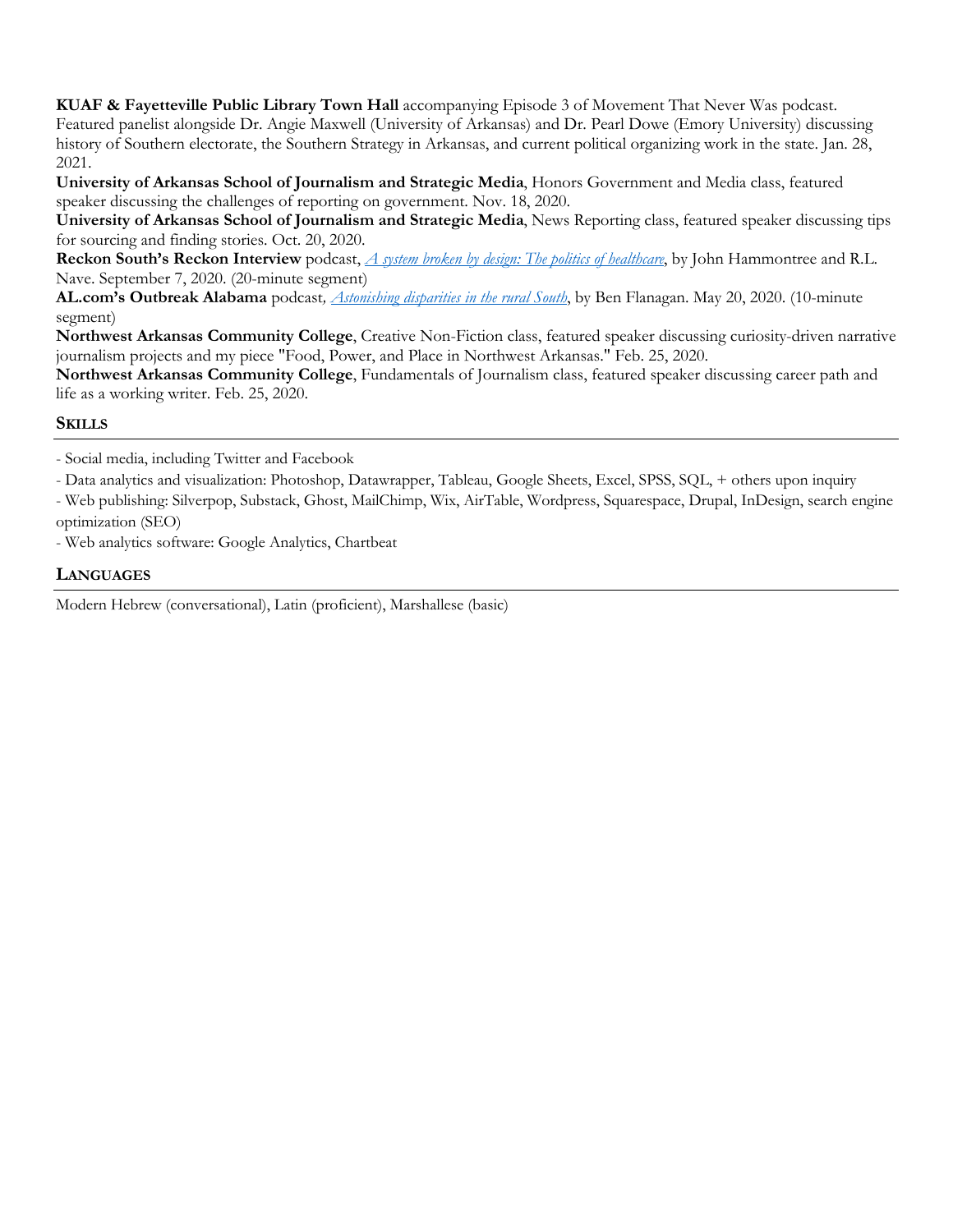**KUAF & Fayetteville Public Library Town Hall** accompanying Episode 3 of Movement That Never Was podcast. Featured panelist alongside Dr. Angie Maxwell (University of Arkansas) and Dr. Pearl Dowe (Emory University) discussing history of Southern electorate, the Southern Strategy in Arkansas, and current political organizing work in the state. Jan. 28, 2021.

**University of Arkansas School of Journalism and Strategic Media**, Honors Government and Media class, featured speaker discussing the challenges of reporting on government. Nov. 18, 2020.

**University of Arkansas School of Journalism and Strategic Media**, News Reporting class, featured speaker discussing tips for sourcing and finding stories. Oct. 20, 2020.

**Reckon South's Reckon Interview** podcast, *A system broken by design: The politics of healthcare*, by John Hammontree and R.L. Nave. September 7, 2020. (20-minute segment)

**AL.com's Outbreak Alabama** podcast, *Astonishing disparities in the rural South*, by Ben Flanagan. May 20, 2020. (10-minute segment)

**Northwest Arkansas Community College**, Creative Non-Fiction class, featured speaker discussing curiosity-driven narrative journalism projects and my piece "Food, Power, and Place in Northwest Arkansas." Feb. 25, 2020.

**Northwest Arkansas Community College**, Fundamentals of Journalism class, featured speaker discussing career path and life as a working writer. Feb. 25, 2020.

## SKILLS

- Social media, including Twitter and Facebook
- Data analytics and visualization: Photoshop, Datawrapper, Tableau, Google Sheets, Excel, SPSS, SQL, + others upon inquiry
- Web publishing: Silverpop, Substack, Ghost, MailChimp, Wix, AirTable, Wordpress, Squarespace, Drupal, InDesign, search engine optimization (SEO)
- Web analytics software: Google Analytics, Chartbeat

## LANGUAGES

Modern Hebrew (conversational), Latin (proficient), Marshallese (basic)